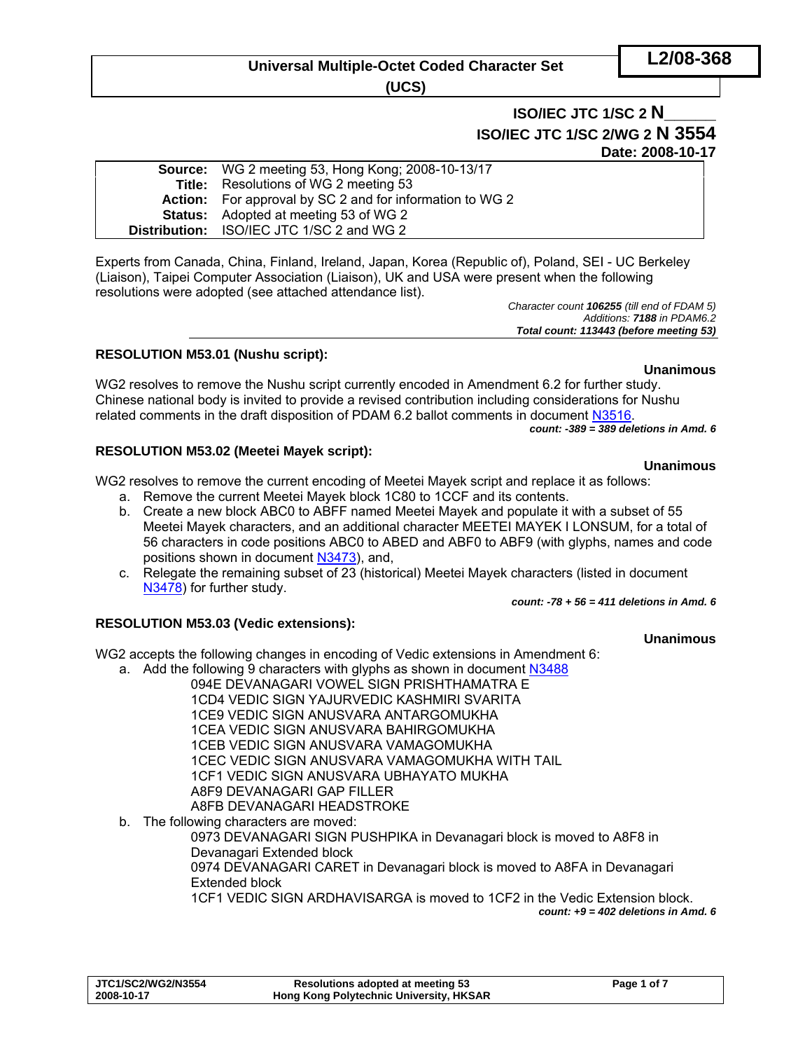**L2/08-368**

**Universal Multiple-Octet Coded Character Set (UCS)**

**ISO/IEC JTC 1/SC 2 N______**

**ISO/IEC JTC 1/SC 2/WG 2 N 3554**

**Date: 2008-10-17**

| | |
|---|---|
| **Source:** | WG 2 meeting 53, Hong Kong; 2008-10-13/17 |
| **Title:** | Resolutions of WG 2 meeting 53 |
| **Action:** | For approval by SC 2 and for information to WG 2 |
| **Status:** | Adopted at meeting 53 of WG 2 |
| **Distribution:** | ISO/IEC JTC 1/SC 2 and WG 2 |

Experts from Canada, China, Finland, Ireland, Japan, Korea (Republic of), Poland, SEI - UC Berkeley (Liaison), Taipei Computer Association (Liaison), UK and USA were present when the following resolutions were adopted (see attached attendance list).

*Character count **106255** (till end of FDAM 5)*
*Additions: **7188** in PDAM6.2*
***Total count: 113443 (before meeting 53)***

### RESOLUTION M53.01 (Nushu script):

**Unanimous**

WG2 resolves to remove the Nushu script currently encoded in Amendment 6.2 for further study. Chinese national body is invited to provide a revised contribution including considerations for Nushu related comments in the draft disposition of PDAM 6.2 ballot comments in document N3516.

***count: -389 = 389 deletions in Amd. 6***

### RESOLUTION M53.02 (Meetei Mayek script):

**Unanimous**

WG2 resolves to remove the current encoding of Meetei Mayek script and replace it as follows:

a. Remove the current Meetei Mayek block 1C80 to 1CCF and its contents.
b. Create a new block ABC0 to ABFF named Meetei Mayek and populate it with a subset of 55 Meetei Mayek characters, and an additional character MEETEI MAYEK I LONSUM, for a total of 56 characters in code positions ABC0 to ABED and ABF0 to ABF9 (with glyphs, names and code positions shown in document N3473), and,
c. Relegate the remaining subset of 23 (historical) Meetei Mayek characters (listed in document N3478) for further study.

***count: -78 + 56 = 411 deletions in Amd. 6***

### RESOLUTION M53.03 (Vedic extensions):

**Unanimous**

WG2 accepts the following changes in encoding of Vedic extensions in Amendment 6:

a. Add the following 9 characters with glyphs as shown in document N3488
   - 094E DEVANAGARI VOWEL SIGN PRISHTHAMATRA E
   - 1CD4 VEDIC SIGN YAJURVEDIC KASHMIRI SVARITA
   - 1CE9 VEDIC SIGN ANUSVARA ANTARGOMUKHA
   - 1CEA VEDIC SIGN ANUSVARA BAHIRGOMUKHA
   - 1CEB VEDIC SIGN ANUSVARA VAMAGOMUKHA
   - 1CEC VEDIC SIGN ANUSVARA VAMAGOMUKHA WITH TAIL
   - 1CF1 VEDIC SIGN ANUSVARA UBHAYATO MUKHA
   - A8F9 DEVANAGARI GAP FILLER
   - A8FB DEVANAGARI HEADSTROKE
b. The following characters are moved:
   - 0973 DEVANAGARI SIGN PUSHPIKA in Devanagari block is moved to A8F8 in Devanagari Extended block
   - 0974 DEVANAGARI CARET in Devanagari block is moved to A8FA in Devanagari Extended block
   - 1CF1 VEDIC SIGN ARDHAVISARGA is moved to 1CF2 in the Vedic Extension block.

***count: +9 = 402 deletions in Amd. 6***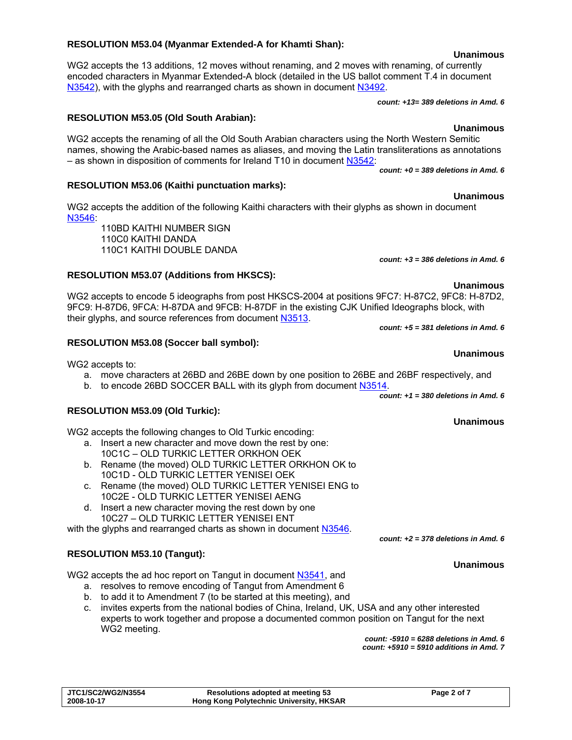**RESOLUTION M53.04 (Myanmar Extended-A for Khamti Shan):**

**Unanimous**

WG2 accepts the 13 additions, 12 moves without renaming, and 2 moves with renaming, of currently encoded characters in Myanmar Extended-A block (detailed in the US ballot comment T.4 in document N3542), with the glyphs and rearranged charts as shown in document N3492.

***count: +13= 389 deletions in Amd. 6***

**RESOLUTION M53.05 (Old South Arabian):**

**Unanimous**

WG2 accepts the renaming of all the Old South Arabian characters using the North Western Semitic names, showing the Arabic-based names as aliases, and moving the Latin transliterations as annotations – as shown in disposition of comments for Ireland T10 in document N3542:

***count: +0 = 389 deletions in Amd. 6***

**RESOLUTION M53.06 (Kaithi punctuation marks):**

**Unanimous**

WG2 accepts the addition of the following Kaithi characters with their glyphs as shown in document N3546:

110BD KAITHI NUMBER SIGN
110C0 KAITHI DANDA
110C1 KAITHI DOUBLE DANDA

***count: +3 = 386 deletions in Amd. 6***

**RESOLUTION M53.07 (Additions from HKSCS):**

**Unanimous**

WG2 accepts to encode 5 ideographs from post HKSCS-2004 at positions 9FC7: H-87C2, 9FC8: H-87D2, 9FC9: H-87D6, 9FCA: H-87DA and 9FCB: H-87DF in the existing CJK Unified Ideographs block, with their glyphs, and source references from document N3513.

***count: +5 = 381 deletions in Amd. 6***

**RESOLUTION M53.08 (Soccer ball symbol):**

**Unanimous**

WG2 accepts to:

a. move characters at 26BD and 26BE down by one position to 26BE and 26BF respectively, and
b. to encode 26BD SOCCER BALL with its glyph from document N3514.

***count: +1 = 380 deletions in Amd. 6***

**RESOLUTION M53.09 (Old Turkic):**

**Unanimous**

WG2 accepts the following changes to Old Turkic encoding:

a. Insert a new character and move down the rest by one:
   10C1C – OLD TURKIC LETTER ORKHON OEK
b. Rename (the moved) OLD TURKIC LETTER ORKHON OK to
   10C1D - OLD TURKIC LETTER YENISEI OEK
c. Rename (the moved) OLD TURKIC LETTER YENISEI ENG to
   10C2E - OLD TURKIC LETTER YENISEI AENG
d. Insert a new character moving the rest down by one
   10C27 – OLD TURKIC LETTER YENISEI ENT

with the glyphs and rearranged charts as shown in document N3546.

***count: +2 = 378 deletions in Amd. 6***

**RESOLUTION M53.10 (Tangut):**

**Unanimous**

WG2 accepts the ad hoc report on Tangut in document N3541, and

a. resolves to remove encoding of Tangut from Amendment 6
b. to add it to Amendment 7 (to be started at this meeting), and
c. invites experts from the national bodies of China, Ireland, UK, USA and any other interested experts to work together and propose a documented common position on Tangut for the next WG2 meeting.

***count: -5910 = 6288 deletions in Amd. 6***
***count: +5910 = 5910 additions in Amd. 7***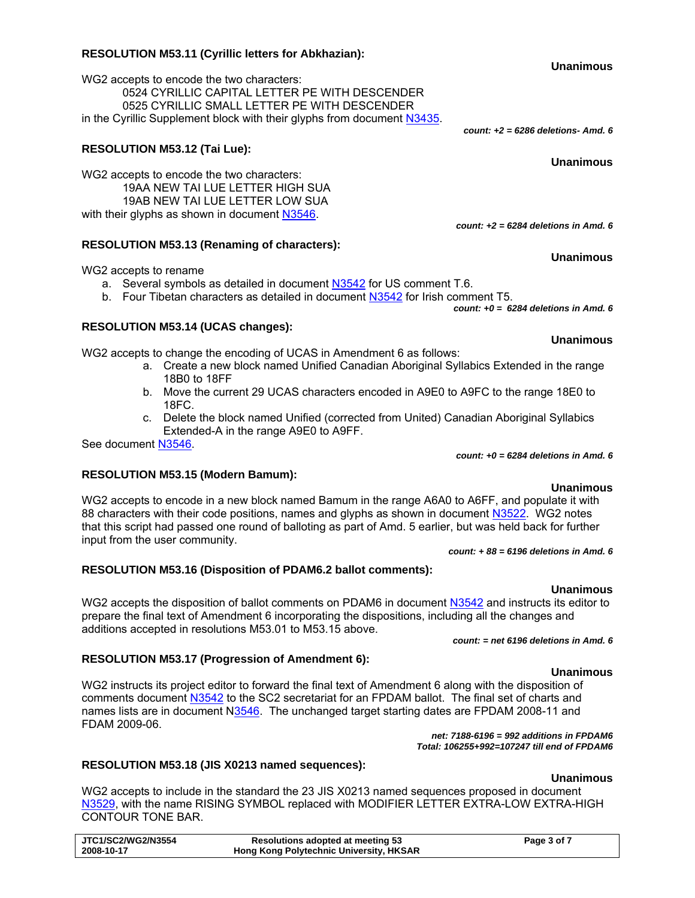**RESOLUTION M53.11 (Cyrillic letters for Abkhazian):**

**Unanimous**

WG2 accepts to encode the two characters:

0524 CYRILLIC CAPITAL LETTER PE WITH DESCENDER
0525 CYRILLIC SMALL LETTER PE WITH DESCENDER

in the Cyrillic Supplement block with their glyphs from document N3435.

*count: +2 = 6286 deletions- Amd. 6*

**RESOLUTION M53.12 (Tai Lue):**

**Unanimous**

WG2 accepts to encode the two characters:

19AA NEW TAI LUE LETTER HIGH SUA
19AB NEW TAI LUE LETTER LOW SUA

with their glyphs as shown in document N3546.

*count: +2 = 6284 deletions in Amd. 6*

**RESOLUTION M53.13 (Renaming of characters):**

**Unanimous**

WG2 accepts to rename

a. Several symbols as detailed in document N3542 for US comment T.6.
b. Four Tibetan characters as detailed in document N3542 for Irish comment T5.

*count: +0 = 6284 deletions in Amd. 6*

**RESOLUTION M53.14 (UCAS changes):**

**Unanimous**

WG2 accepts to change the encoding of UCAS in Amendment 6 as follows:

a. Create a new block named Unified Canadian Aboriginal Syllabics Extended in the range 18B0 to 18FF
b. Move the current 29 UCAS characters encoded in A9E0 to A9FC to the range 18E0 to 18FC.
c. Delete the block named Unified (corrected from United) Canadian Aboriginal Syllabics Extended-A in the range A9E0 to A9FF.

See document N3546.

*count: +0 = 6284 deletions in Amd. 6*

**RESOLUTION M53.15 (Modern Bamum):**

**Unanimous**

WG2 accepts to encode in a new block named Bamum in the range A6A0 to A6FF, and populate it with 88 characters with their code positions, names and glyphs as shown in document N3522. WG2 notes that this script had passed one round of balloting as part of Amd. 5 earlier, but was held back for further input from the user community.

*count: + 88 = 6196 deletions in Amd. 6*

**RESOLUTION M53.16 (Disposition of PDAM6.2 ballot comments):**

**Unanimous**

WG2 accepts the disposition of ballot comments on PDAM6 in document N3542 and instructs its editor to prepare the final text of Amendment 6 incorporating the dispositions, including all the changes and additions accepted in resolutions M53.01 to M53.15 above.

*count: = net 6196 deletions in Amd. 6*

**RESOLUTION M53.17 (Progression of Amendment 6):**

**Unanimous**

WG2 instructs its project editor to forward the final text of Amendment 6 along with the disposition of comments document N3542 to the SC2 secretariat for an FPDAM ballot. The final set of charts and names lists are in document N3546. The unchanged target starting dates are FPDAM 2008-11 and FDAM 2009-06.

*net: 7188-6196 = 992 additions in FPDAM6*
*Total: 106255+992=107247 till end of FPDAM6*

**RESOLUTION M53.18 (JIS X0213 named sequences):**

**Unanimous**

WG2 accepts to include in the standard the 23 JIS X0213 named sequences proposed in document N3529, with the name RISING SYMBOL replaced with MODIFIER LETTER EXTRA-LOW EXTRA-HIGH CONTOUR TONE BAR.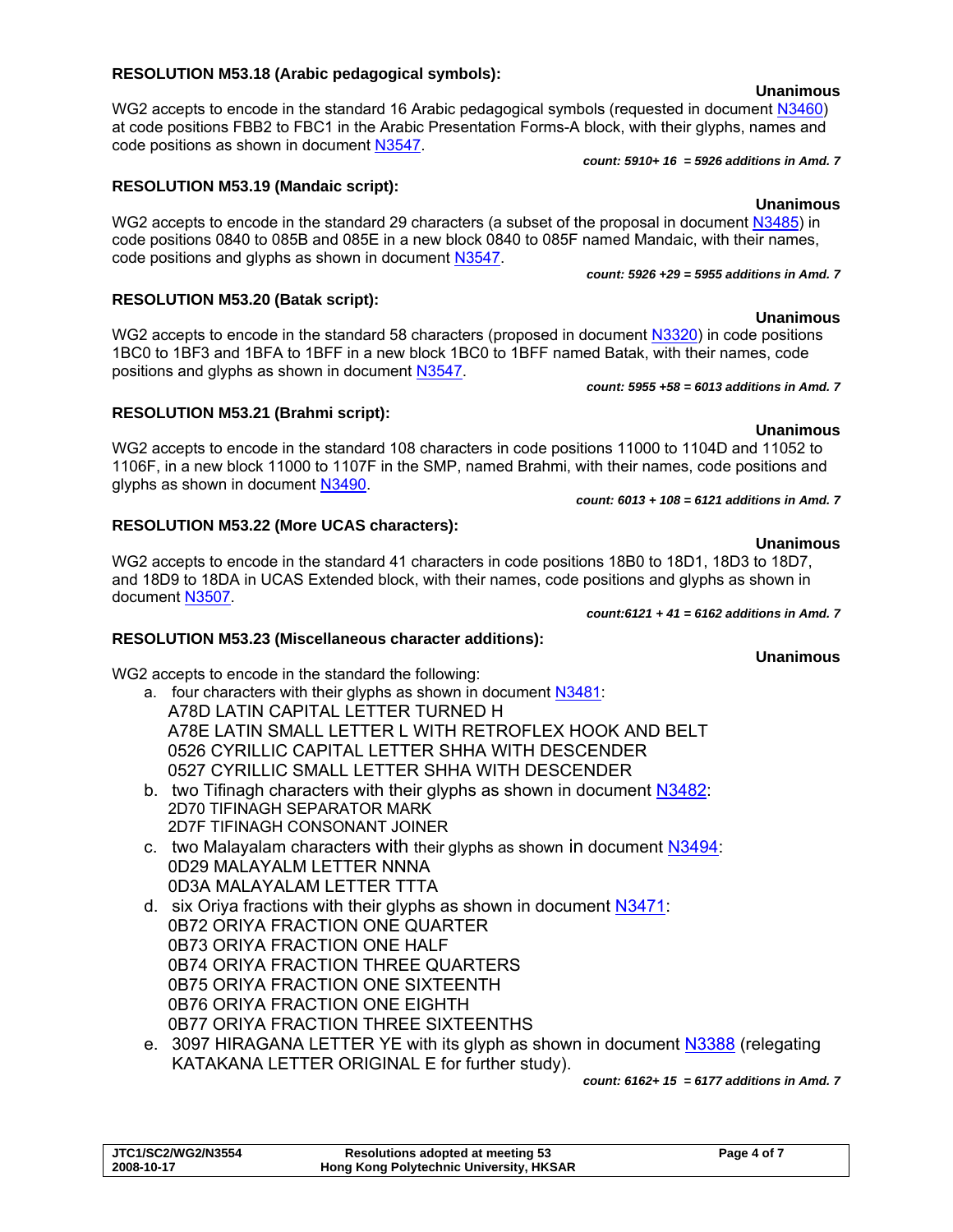**RESOLUTION M53.18 (Arabic pedagogical symbols):**

**Unanimous**

WG2 accepts to encode in the standard 16 Arabic pedagogical symbols (requested in document N3460) at code positions FBB2 to FBC1 in the Arabic Presentation Forms-A block, with their glyphs, names and code positions as shown in document N3547.

*count: 5910+ 16 = 5926 additions in Amd. 7*

**RESOLUTION M53.19 (Mandaic script):**

**Unanimous**

WG2 accepts to encode in the standard 29 characters (a subset of the proposal in document N3485) in code positions 0840 to 085B and 085E in a new block 0840 to 085F named Mandaic, with their names, code positions and glyphs as shown in document N3547.

*count: 5926 +29 = 5955 additions in Amd. 7*

**RESOLUTION M53.20 (Batak script):**

**Unanimous**

WG2 accepts to encode in the standard 58 characters (proposed in document N3320) in code positions 1BC0 to 1BF3 and 1BFA to 1BFF in a new block 1BC0 to 1BFF named Batak, with their names, code positions and glyphs as shown in document N3547.

*count: 5955 +58 = 6013 additions in Amd. 7*

**RESOLUTION M53.21 (Brahmi script):**

**Unanimous**

WG2 accepts to encode in the standard 108 characters in code positions 11000 to 1104D and 11052 to 1106F, in a new block 11000 to 1107F in the SMP, named Brahmi, with their names, code positions and glyphs as shown in document N3490.

*count: 6013 + 108 = 6121 additions in Amd. 7*

**RESOLUTION M53.22 (More UCAS characters):**

**Unanimous**

WG2 accepts to encode in the standard 41 characters in code positions 18B0 to 18D1, 18D3 to 18D7, and 18D9 to 18DA in UCAS Extended block, with their names, code positions and glyphs as shown in document N3507.

*count:6121 + 41 = 6162 additions in Amd. 7*

**RESOLUTION M53.23 (Miscellaneous character additions):**

**Unanimous**

WG2 accepts to encode in the standard the following:

a. four characters with their glyphs as shown in document N3481:
   A78D LATIN CAPITAL LETTER TURNED H
   A78E LATIN SMALL LETTER L WITH RETROFLEX HOOK AND BELT
   0526 CYRILLIC CAPITAL LETTER SHHA WITH DESCENDER
   0527 CYRILLIC SMALL LETTER SHHA WITH DESCENDER
b. two Tifinagh characters with their glyphs as shown in document N3482:
   2D70 TIFINAGH SEPARATOR MARK
   2D7F TIFINAGH CONSONANT JOINER
c. two Malayalam characters with their glyphs as shown in document N3494:
   0D29 MALAYALM LETTER NNNA
   0D3A MALAYALAM LETTER TTTA
d. six Oriya fractions with their glyphs as shown in document N3471:
   0B72 ORIYA FRACTION ONE QUARTER
   0B73 ORIYA FRACTION ONE HALF
   0B74 ORIYA FRACTION THREE QUARTERS
   0B75 ORIYA FRACTION ONE SIXTEENTH
   0B76 ORIYA FRACTION ONE EIGHTH
   0B77 ORIYA FRACTION THREE SIXTEENTHS
e. 3097 HIRAGANA LETTER YE with its glyph as shown in document N3388 (relegating KATAKANA LETTER ORIGINAL E for further study).

*count: 6162+ 15 = 6177 additions in Amd. 7*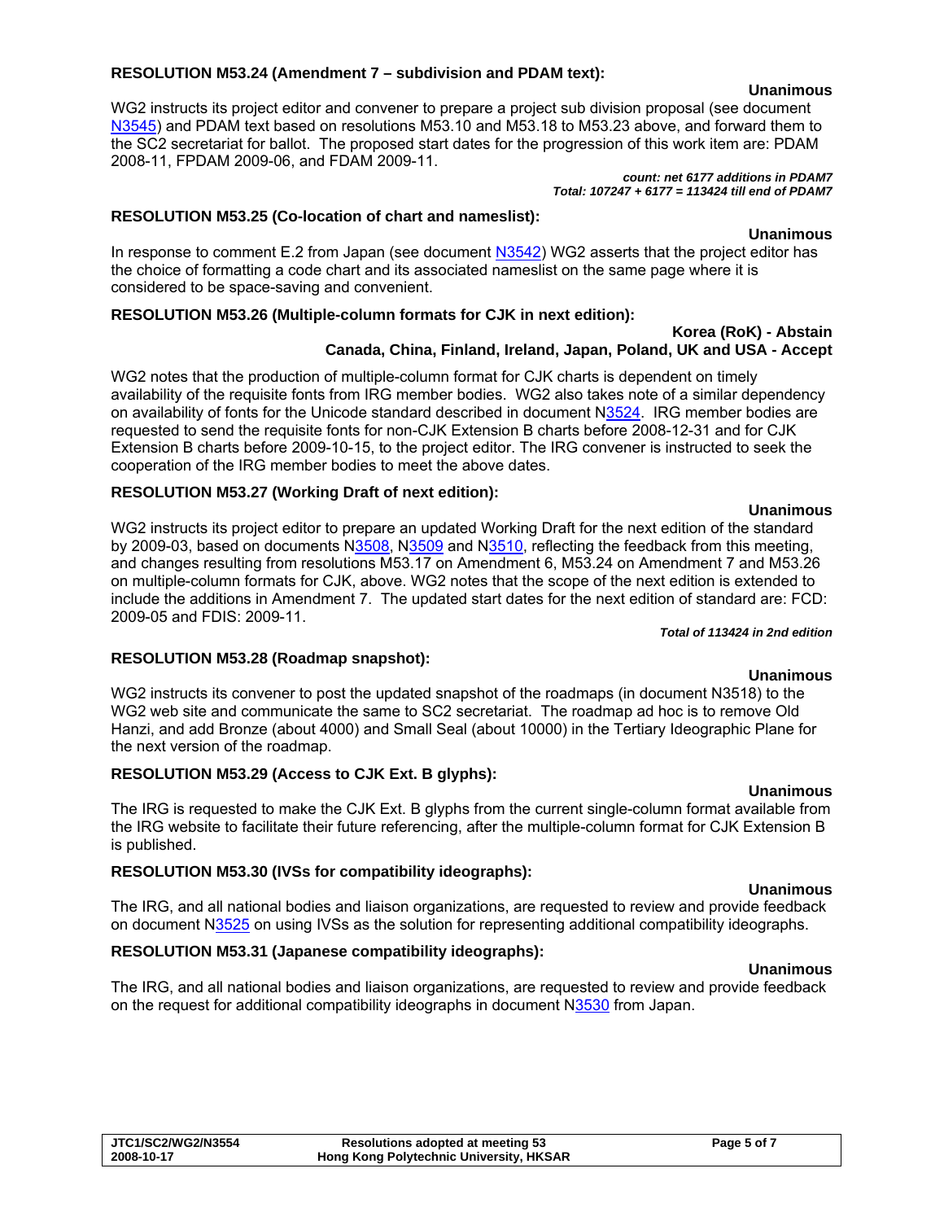**RESOLUTION M53.24 (Amendment 7 – subdivision and PDAM text):**

**Unanimous**

WG2 instructs its project editor and convener to prepare a project sub division proposal (see document N3545) and PDAM text based on resolutions M53.10 and M53.18 to M53.23 above, and forward them to the SC2 secretariat for ballot. The proposed start dates for the progression of this work item are: PDAM 2008-11, FPDAM 2009-06, and FDAM 2009-11.

***count: net 6177 additions in PDAM7***
***Total: 107247 + 6177 = 113424 till end of PDAM7***

**RESOLUTION M53.25 (Co-location of chart and nameslist):**

**Unanimous**

In response to comment E.2 from Japan (see document N3542) WG2 asserts that the project editor has the choice of formatting a code chart and its associated nameslist on the same page where it is considered to be space-saving and convenient.

**RESOLUTION M53.26 (Multiple-column formats for CJK in next edition):**

**Korea (RoK) - Abstain**
**Canada, China, Finland, Ireland, Japan, Poland, UK and USA - Accept**

WG2 notes that the production of multiple-column format for CJK charts is dependent on timely availability of the requisite fonts from IRG member bodies. WG2 also takes note of a similar dependency on availability of fonts for the Unicode standard described in document N3524. IRG member bodies are requested to send the requisite fonts for non-CJK Extension B charts before 2008-12-31 and for CJK Extension B charts before 2009-10-15, to the project editor. The IRG convener is instructed to seek the cooperation of the IRG member bodies to meet the above dates.

**RESOLUTION M53.27 (Working Draft of next edition):**

**Unanimous**

WG2 instructs its project editor to prepare an updated Working Draft for the next edition of the standard by 2009-03, based on documents N3508, N3509 and N3510, reflecting the feedback from this meeting, and changes resulting from resolutions M53.17 on Amendment 6, M53.24 on Amendment 7 and M53.26 on multiple-column formats for CJK, above. WG2 notes that the scope of the next edition is extended to include the additions in Amendment 7. The updated start dates for the next edition of standard are: FCD: 2009-05 and FDIS: 2009-11.

***Total of 113424 in 2nd edition***

**RESOLUTION M53.28 (Roadmap snapshot):**

**Unanimous**

WG2 instructs its convener to post the updated snapshot of the roadmaps (in document N3518) to the WG2 web site and communicate the same to SC2 secretariat. The roadmap ad hoc is to remove Old Hanzi, and add Bronze (about 4000) and Small Seal (about 10000) in the Tertiary Ideographic Plane for the next version of the roadmap.

**RESOLUTION M53.29 (Access to CJK Ext. B glyphs):**

**Unanimous**

The IRG is requested to make the CJK Ext. B glyphs from the current single-column format available from the IRG website to facilitate their future referencing, after the multiple-column format for CJK Extension B is published.

**RESOLUTION M53.30 (IVSs for compatibility ideographs):**

**Unanimous**

The IRG, and all national bodies and liaison organizations, are requested to review and provide feedback on document N3525 on using IVSs as the solution for representing additional compatibility ideographs.

**RESOLUTION M53.31 (Japanese compatibility ideographs):**

**Unanimous**

The IRG, and all national bodies and liaison organizations, are requested to review and provide feedback on the request for additional compatibility ideographs in document N3530 from Japan.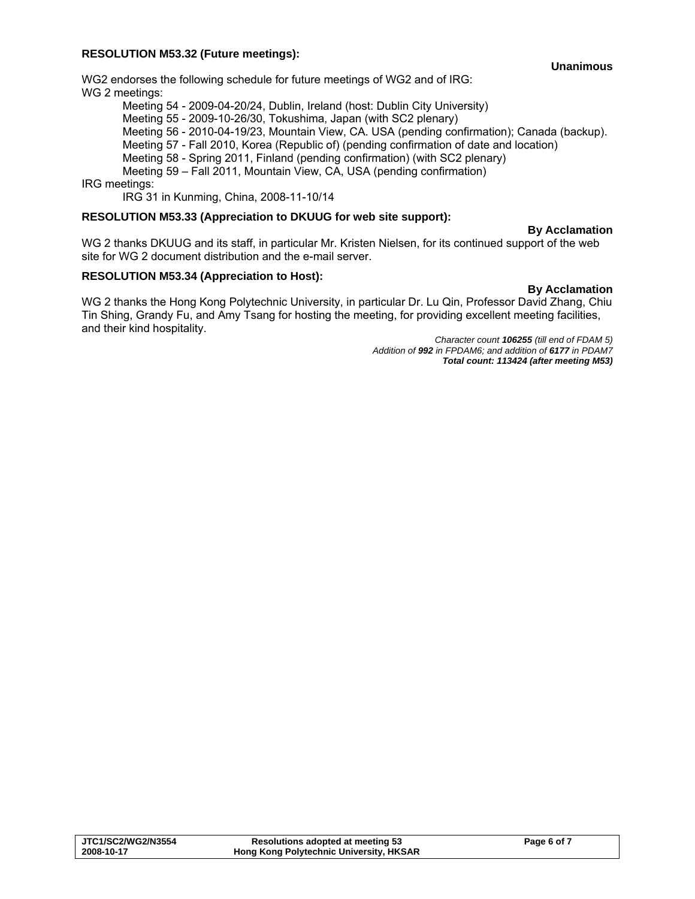**RESOLUTION M53.32 (Future meetings):**

**Unanimous**

WG2 endorses the following schedule for future meetings of WG2 and of IRG:

WG 2 meetings:

- Meeting 54 - 2009-04-20/24, Dublin, Ireland (host: Dublin City University)
- Meeting 55 - 2009-10-26/30, Tokushima, Japan (with SC2 plenary)
- Meeting 56 - 2010-04-19/23, Mountain View, CA. USA (pending confirmation); Canada (backup).
- Meeting 57 - Fall 2010, Korea (Republic of) (pending confirmation of date and location)
- Meeting 58 - Spring 2011, Finland (pending confirmation) (with SC2 plenary)
- Meeting 59 – Fall 2011, Mountain View, CA, USA (pending confirmation)

IRG meetings:

- IRG 31 in Kunming, China, 2008-11-10/14

**RESOLUTION M53.33 (Appreciation to DKUUG for web site support):**

**By Acclamation**

WG 2 thanks DKUUG and its staff, in particular Mr. Kristen Nielsen, for its continued support of the web site for WG 2 document distribution and the e-mail server.

**RESOLUTION M53.34 (Appreciation to Host):**

**By Acclamation**

WG 2 thanks the Hong Kong Polytechnic University, in particular Dr. Lu Qin, Professor David Zhang, Chiu Tin Shing, Grandy Fu, and Amy Tsang for hosting the meeting, for providing excellent meeting facilities, and their kind hospitality.

*Character count **106255** (till end of FDAM 5)*
*Addition of **992** in FPDAM6; and addition of **6177** in PDAM7*
***Total count: 113424 (after meeting M53)***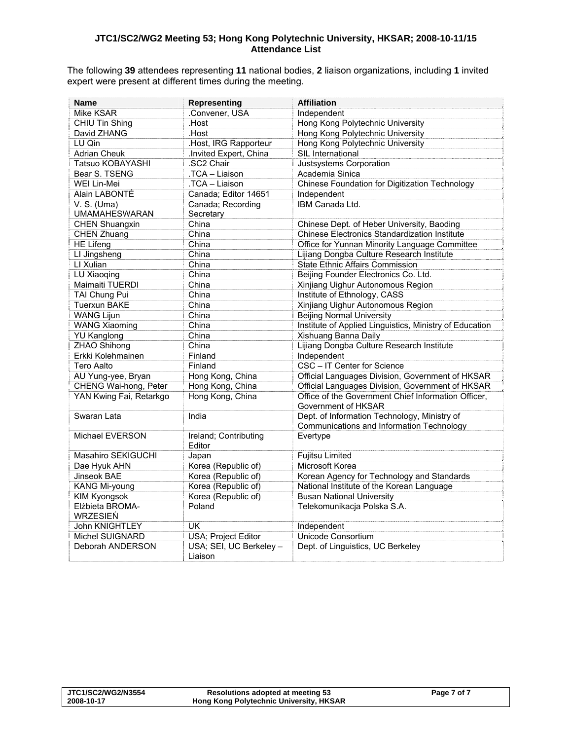**JTC1/SC2/WG2 Meeting 53; Hong Kong Polytechnic University, HKSAR; 2008-10-11/15**
**Attendance List**

The following **39** attendees representing **11** national bodies, **2** liaison organizations, including **1** invited expert were present at different times during the meeting.

| Name | Representing | Affiliation |
| --- | --- | --- |
| Mike KSAR | .Convener, USA | Independent |
| CHIU Tin Shing | .Host | Hong Kong Polytechnic University |
| David ZHANG | .Host | Hong Kong Polytechnic University |
| LU Qin | .Host, IRG Rapporteur | Hong Kong Polytechnic University |
| Adrian Cheuk | .Invited Expert, China | SIL International |
| Tatsuo KOBAYASHI | .SC2 Chair | Justsystems Corporation |
| Bear S. TSENG | .TCA – Liaison | Academia Sinica |
| WEI Lin-Mei | .TCA – Liaison | Chinese Foundation for Digitization Technology |
| Alain LABONTÉ | Canada; Editor 14651 | Independent |
| V. S. (Uma) UMAMAHESWARAN | Canada; Recording Secretary | IBM Canada Ltd. |
| CHEN Shuangxin | China | Chinese Dept. of Heber University, Baoding |
| CHEN Zhuang | China | Chinese Electronics Standardization Institute |
| HE Lifeng | China | Office for Yunnan Minority Language Committee |
| LI Jingsheng | China | Lijiang Dongba Culture Research Institute |
| LI Xulian | China | State Ethnic Affairs Commission |
| LU Xiaoqing | China | Beijing Founder Electronics Co. Ltd. |
| Maimaiti TUERDI | China | Xinjiang Uighur Autonomous Region |
| TAI Chung Pui | China | Institute of Ethnology, CASS |
| Tuerxun BAKE | China | Xinjiang Uighur Autonomous Region |
| WANG Lijun | China | Beijing Normal University |
| WANG Xiaoming | China | Institute of Applied Linguistics, Ministry of Education |
| YU Kanglong | China | Xishuang Banna Daily |
| ZHAO Shihong | China | Lijiang Dongba Culture Research Institute |
| Erkki Kolehmainen | Finland | Independent |
| Tero Aalto | Finland | CSC – IT Center for Science |
| AU Yung-yee, Bryan | Hong Kong, China | Official Languages Division, Government of HKSAR |
| CHENG Wai-hong, Peter | Hong Kong, China | Official Languages Division, Government of HKSAR |
| YAN Kwing Fai, Retarkgo | Hong Kong, China | Office of the Government Chief Information Officer, Government of HKSAR |
| Swaran Lata | India | Dept. of Information Technology, Ministry of Communications and Information Technology |
| Michael EVERSON | Ireland; Contributing Editor | Evertype |
| Masahiro SEKIGUCHI | Japan | Fujitsu Limited |
| Dae Hyuk AHN | Korea (Republic of) | Microsoft Korea |
| Jinseok BAE | Korea (Republic of) | Korean Agency for Technology and Standards |
| KANG Mi-young | Korea (Republic of) | National Institute of the Korean Language |
| KIM Kyongsok | Korea (Republic of) | Busan National University |
| Elżbieta BROMA-WRZESIEŃ | Poland | Telekomunikacja Polska S.A. |
| John KNIGHTLEY | UK | Independent |
| Michel SUIGNARD | USA; Project Editor | Unicode Consortium |
| Deborah ANDERSON | USA; SEI, UC Berkeley – Liaison | Dept. of Linguistics, UC Berkeley |